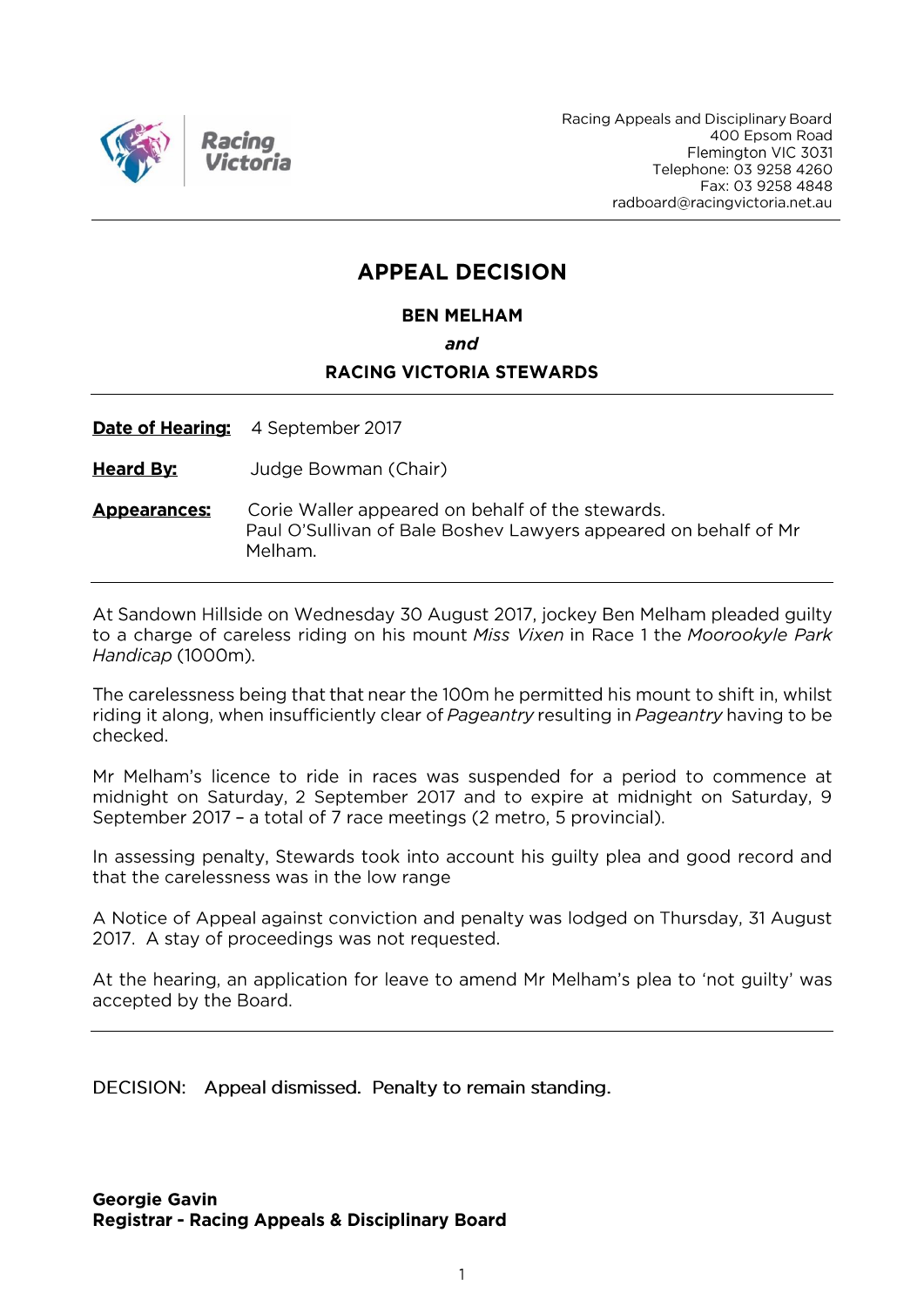Racing Appeals and Disciplinary Board
400 Epsom Road
Flemington VIC 3031
Telephone: 03 9258 4260
Fax: 03 9258 4848
radboard@racingvictoria.net.au

# APPEAL DECISION

**BEN MELHAM**

***and***

**RACING VICTORIA STEWARDS**

**Date of Hearing:** 4 September 2017

**Heard By:** Judge Bowman (Chair)

**Appearances:** Corie Waller appeared on behalf of the stewards.
Paul O'Sullivan of Bale Boshev Lawyers appeared on behalf of Mr Melham.

At Sandown Hillside on Wednesday 30 August 2017, jockey Ben Melham pleaded guilty to a charge of careless riding on his mount *Miss Vixen* in Race 1 the *Moorookyle Park Handicap* (1000m).

The carelessness being that that near the 100m he permitted his mount to shift in, whilst riding it along, when insufficiently clear of *Pageantry* resulting in *Pageantry* having to be checked.

Mr Melham's licence to ride in races was suspended for a period to commence at midnight on Saturday, 2 September 2017 and to expire at midnight on Saturday, 9 September 2017 – a total of 7 race meetings (2 metro, 5 provincial).

In assessing penalty, Stewards took into account his guilty plea and good record and that the carelessness was in the low range

A Notice of Appeal against conviction and penalty was lodged on Thursday, 31 August 2017. A stay of proceedings was not requested.

At the hearing, an application for leave to amend Mr Melham's plea to 'not guilty' was accepted by the Board.

DECISION: Appeal dismissed. Penalty to remain standing.

**Georgie Gavin**
**Registrar - Racing Appeals & Disciplinary Board**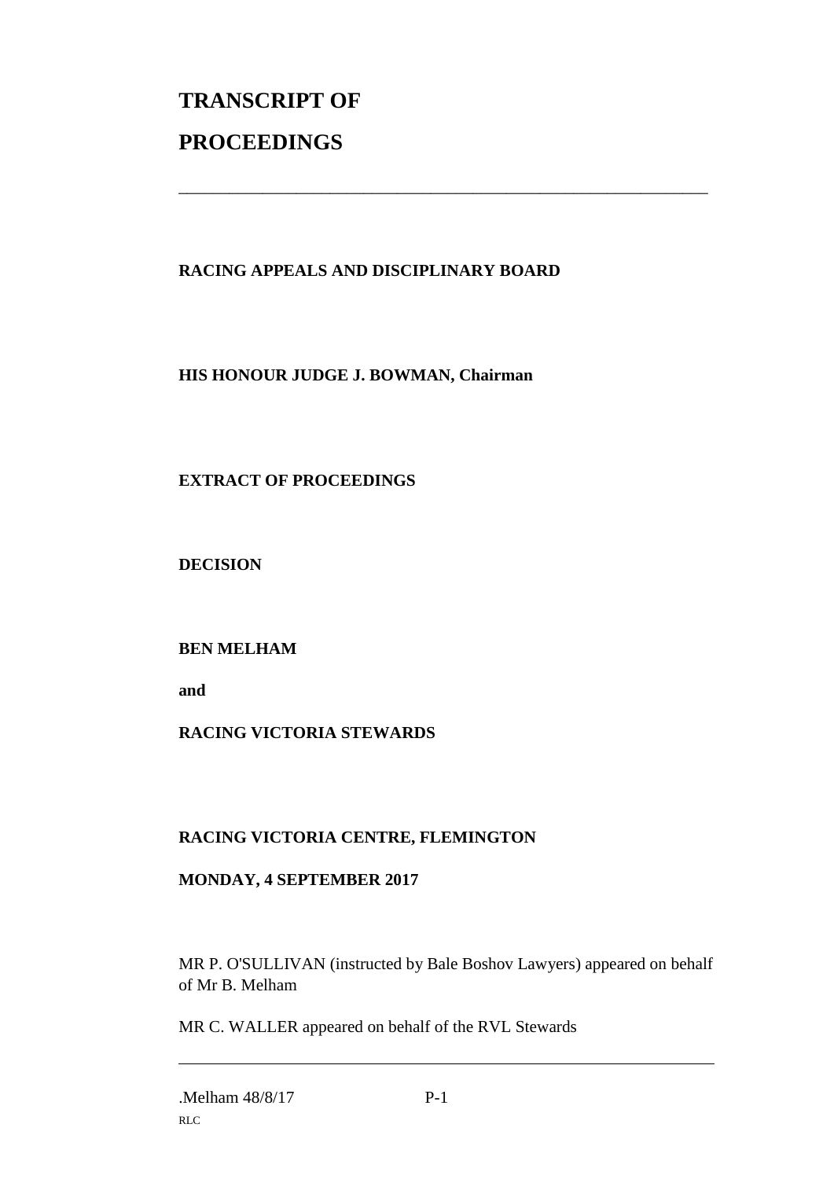# TRANSCRIPT OF

# PROCEEDINGS

---

**RACING APPEALS AND DISCIPLINARY BOARD**

**HIS HONOUR JUDGE J. BOWMAN, Chairman**

**EXTRACT OF PROCEEDINGS**

**DECISION**

**BEN MELHAM**

**and**

**RACING VICTORIA STEWARDS**

**RACING VICTORIA CENTRE, FLEMINGTON**

**MONDAY, 4 SEPTEMBER 2017**

MR P. O'SULLIVAN (instructed by Bale Boshov Lawyers) appeared on behalf of Mr B. Melham

MR C. WALLER appeared on behalf of the RVL Stewards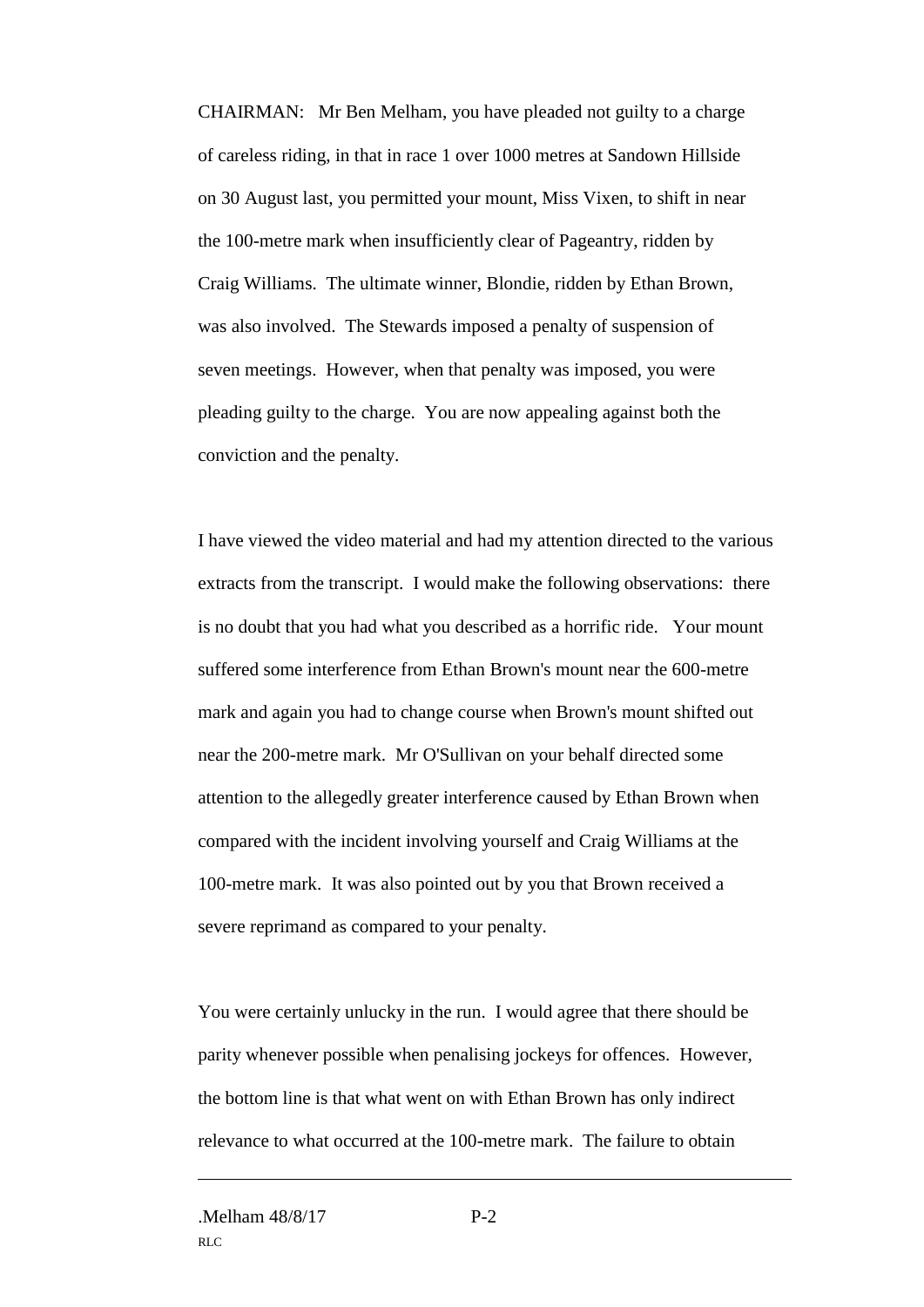CHAIRMAN: Mr Ben Melham, you have pleaded not guilty to a charge of careless riding, in that in race 1 over 1000 metres at Sandown Hillside on 30 August last, you permitted your mount, Miss Vixen, to shift in near the 100-metre mark when insufficiently clear of Pageantry, ridden by Craig Williams. The ultimate winner, Blondie, ridden by Ethan Brown, was also involved. The Stewards imposed a penalty of suspension of seven meetings. However, when that penalty was imposed, you were pleading guilty to the charge. You are now appealing against both the conviction and the penalty.

I have viewed the video material and had my attention directed to the various extracts from the transcript. I would make the following observations: there is no doubt that you had what you described as a horrific ride. Your mount suffered some interference from Ethan Brown's mount near the 600-metre mark and again you had to change course when Brown's mount shifted out near the 200-metre mark. Mr O'Sullivan on your behalf directed some attention to the allegedly greater interference caused by Ethan Brown when compared with the incident involving yourself and Craig Williams at the 100-metre mark. It was also pointed out by you that Brown received a severe reprimand as compared to your penalty.

You were certainly unlucky in the run. I would agree that there should be parity whenever possible when penalising jockeys for offences. However, the bottom line is that what went on with Ethan Brown has only indirect relevance to what occurred at the 100-metre mark. The failure to obtain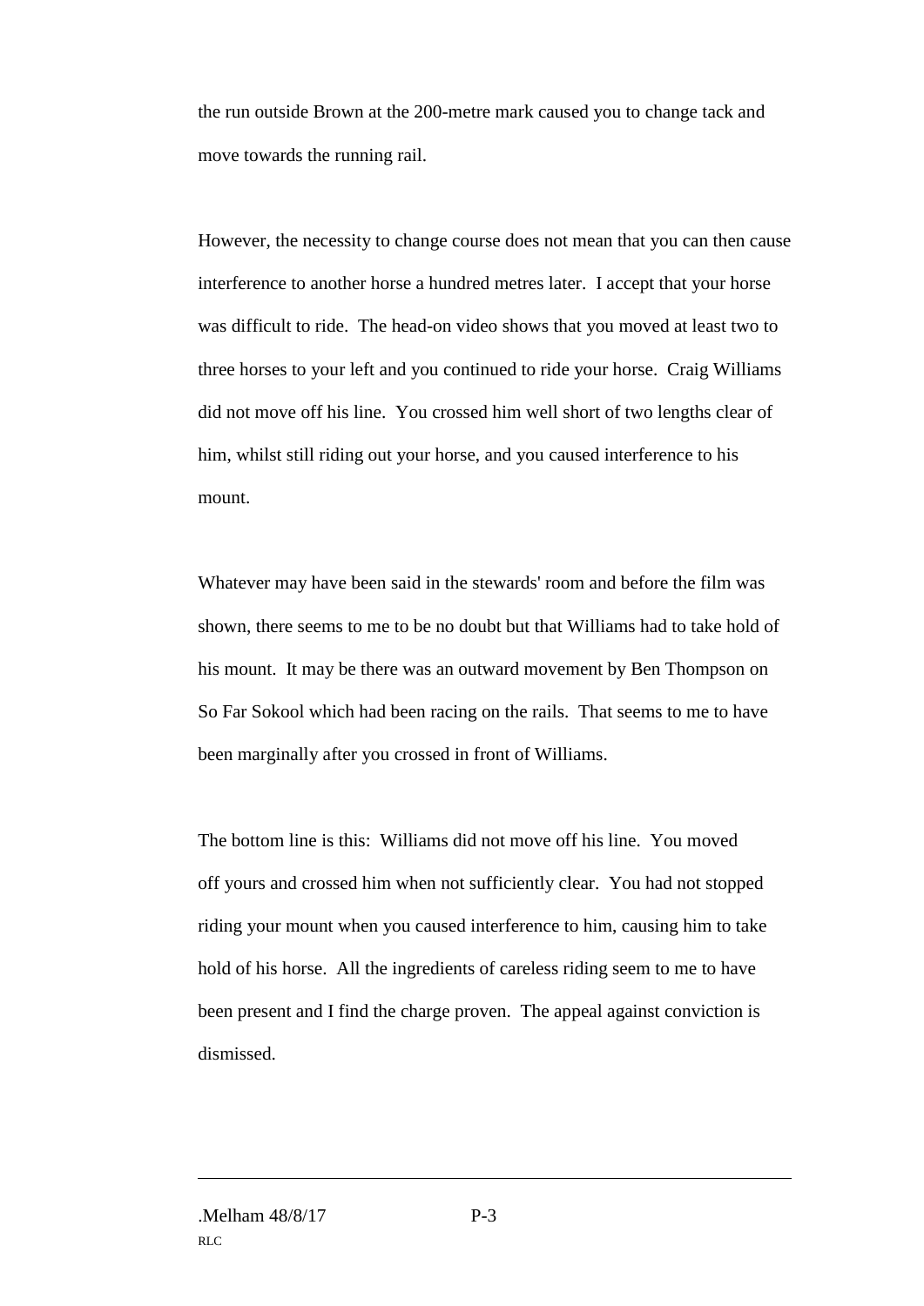the run outside Brown at the 200-metre mark caused you to change tack and move towards the running rail.

However, the necessity to change course does not mean that you can then cause interference to another horse a hundred metres later. I accept that your horse was difficult to ride. The head-on video shows that you moved at least two to three horses to your left and you continued to ride your horse. Craig Williams did not move off his line. You crossed him well short of two lengths clear of him, whilst still riding out your horse, and you caused interference to his mount.

Whatever may have been said in the stewards' room and before the film was shown, there seems to me to be no doubt but that Williams had to take hold of his mount. It may be there was an outward movement by Ben Thompson on So Far Sokool which had been racing on the rails. That seems to me to have been marginally after you crossed in front of Williams.

The bottom line is this: Williams did not move off his line. You moved off yours and crossed him when not sufficiently clear. You had not stopped riding your mount when you caused interference to him, causing him to take hold of his horse. All the ingredients of careless riding seem to me to have been present and I find the charge proven. The appeal against conviction is dismissed.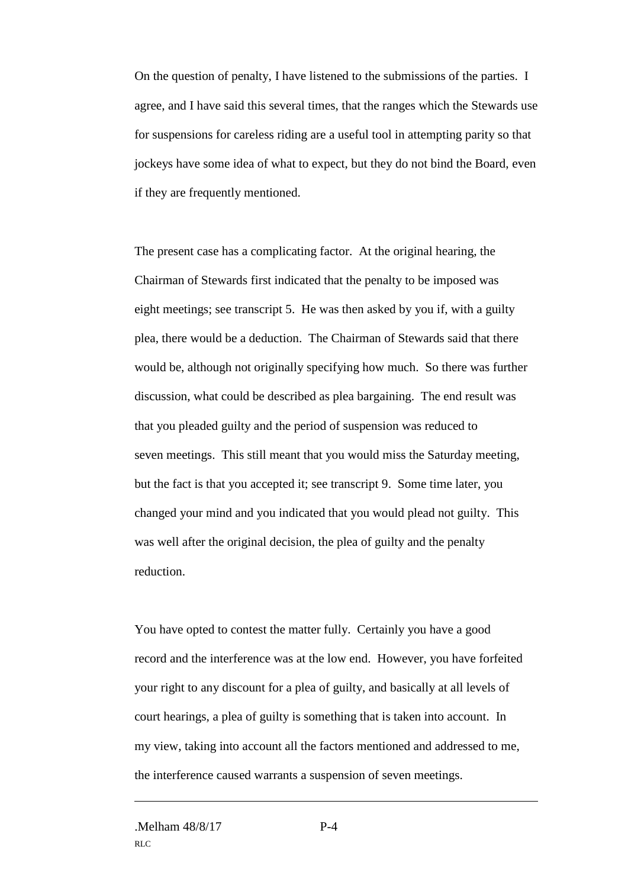On the question of penalty, I have listened to the submissions of the parties. I agree, and I have said this several times, that the ranges which the Stewards use for suspensions for careless riding are a useful tool in attempting parity so that jockeys have some idea of what to expect, but they do not bind the Board, even if they are frequently mentioned.

The present case has a complicating factor. At the original hearing, the Chairman of Stewards first indicated that the penalty to be imposed was eight meetings; see transcript 5. He was then asked by you if, with a guilty plea, there would be a deduction. The Chairman of Stewards said that there would be, although not originally specifying how much. So there was further discussion, what could be described as plea bargaining. The end result was that you pleaded guilty and the period of suspension was reduced to seven meetings. This still meant that you would miss the Saturday meeting, but the fact is that you accepted it; see transcript 9. Some time later, you changed your mind and you indicated that you would plead not guilty. This was well after the original decision, the plea of guilty and the penalty reduction.

You have opted to contest the matter fully. Certainly you have a good record and the interference was at the low end. However, you have forfeited your right to any discount for a plea of guilty, and basically at all levels of court hearings, a plea of guilty is something that is taken into account. In my view, taking into account all the factors mentioned and addressed to me, the interference caused warrants a suspension of seven meetings.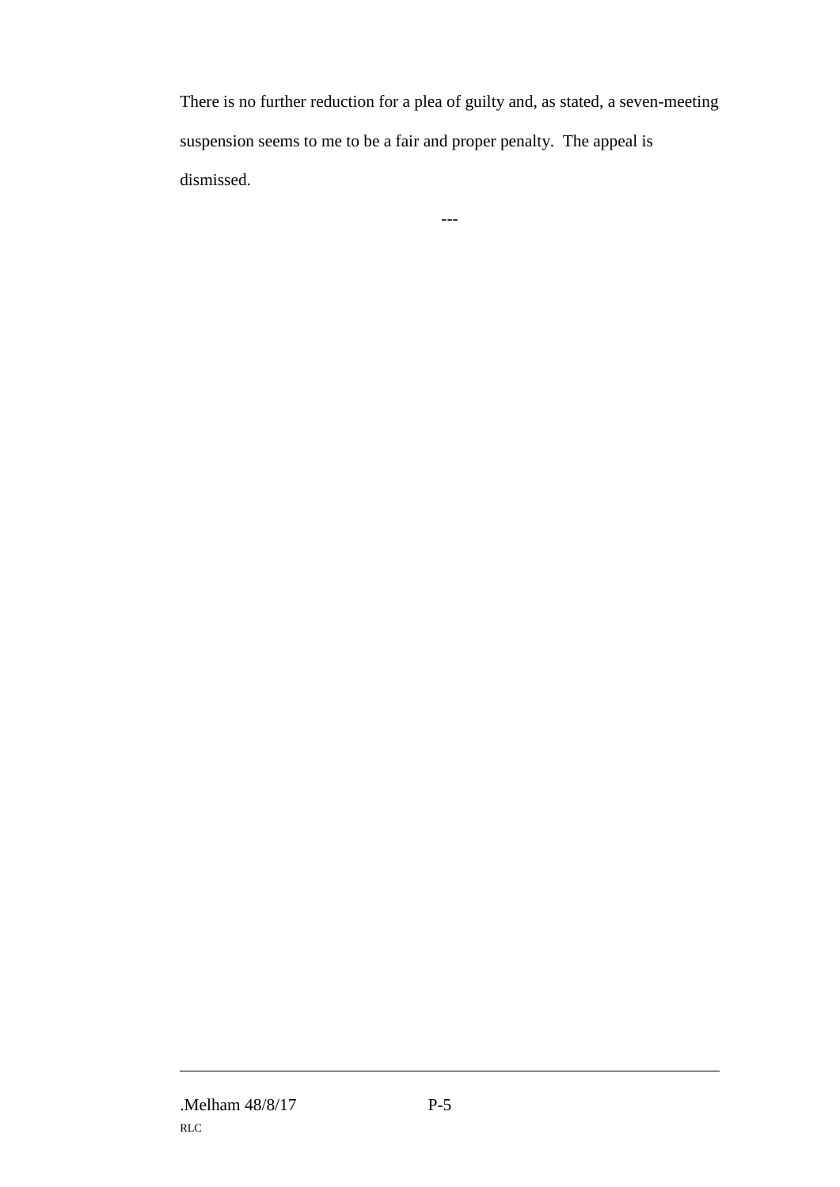There is no further reduction for a plea of guilty and, as stated, a seven-meeting suspension seems to me to be a fair and proper penalty. The appeal is dismissed.

---